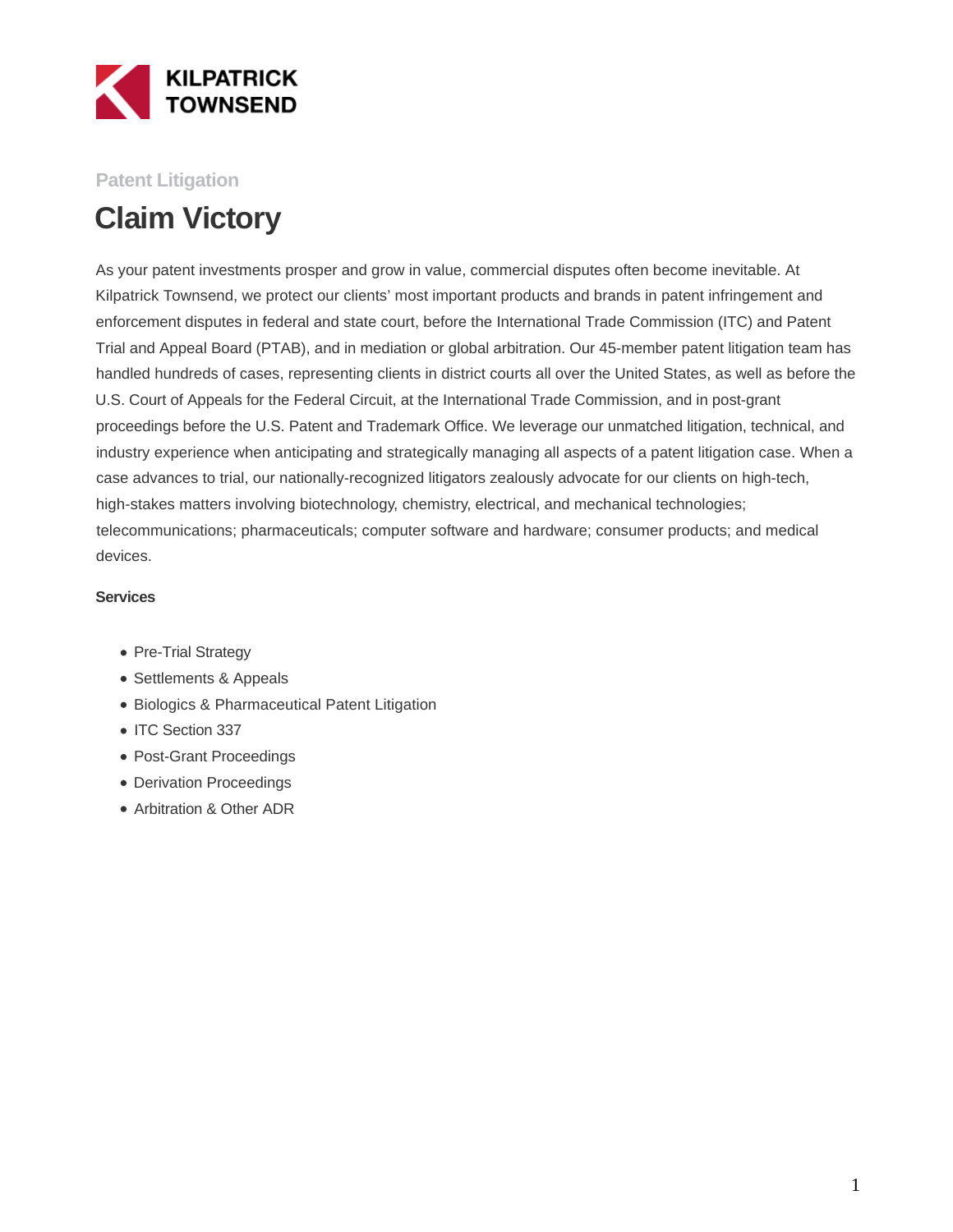KILPATRICK TOWNSEND

Patent Litigation

# Claim Victory

As your patent investments prosper and grow in value, commercial disputes often become inevitable. At Kilpatrick Townsend, we protect our clients' most important products and brands in patent infringement and enforcement disputes in federal and state court, before the International Trade Commission (ITC) and Patent Trial and Appeal Board (PTAB), and in mediation or global arbitration. Our 45-member patent litigation team has handled hundreds of cases, representing clients in district courts all over the United States, as well as before the U.S. Court of Appeals for the Federal Circuit, at the International Trade Commission, and in post-grant proceedings before the U.S. Patent and Trademark Office. We leverage our unmatched litigation, technical, and industry experience when anticipating and strategically managing all aspects of a patent litigation case. When a case advances to trial, our nationally-recognized litigators zealously advocate for our clients on high-tech, high-stakes matters involving biotechnology, chemistry, electrical, and mechanical technologies; telecommunications; pharmaceuticals; computer software and hardware; consumer products; and medical devices.

**Services**

- Pre-Trial Strategy
- Settlements & Appeals
- Biologics & Pharmaceutical Patent Litigation
- ITC Section 337
- Post-Grant Proceedings
- Derivation Proceedings
- Arbitration & Other ADR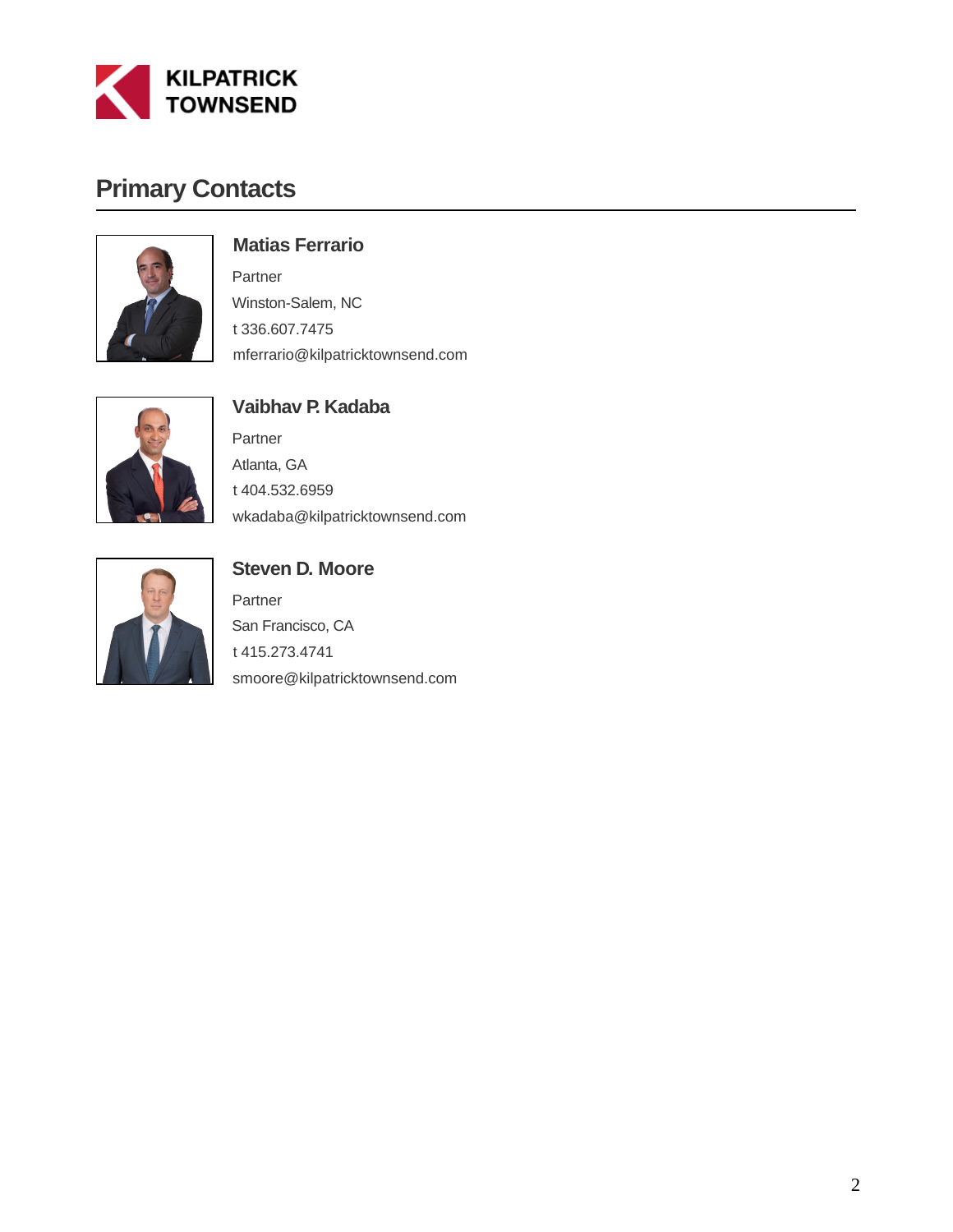## Primary Contacts

### Matias Ferrario

Partner

Winston-Salem, NC

t 336.607.7475

mferrario@kilpatricktownsend.com

### Vaibhav P. Kadaba

Partner

Atlanta, GA

t 404.532.6959

wkadaba@kilpatricktownsend.com

### Steven D. Moore

Partner

San Francisco, CA

t 415.273.4741

smoore@kilpatricktownsend.com